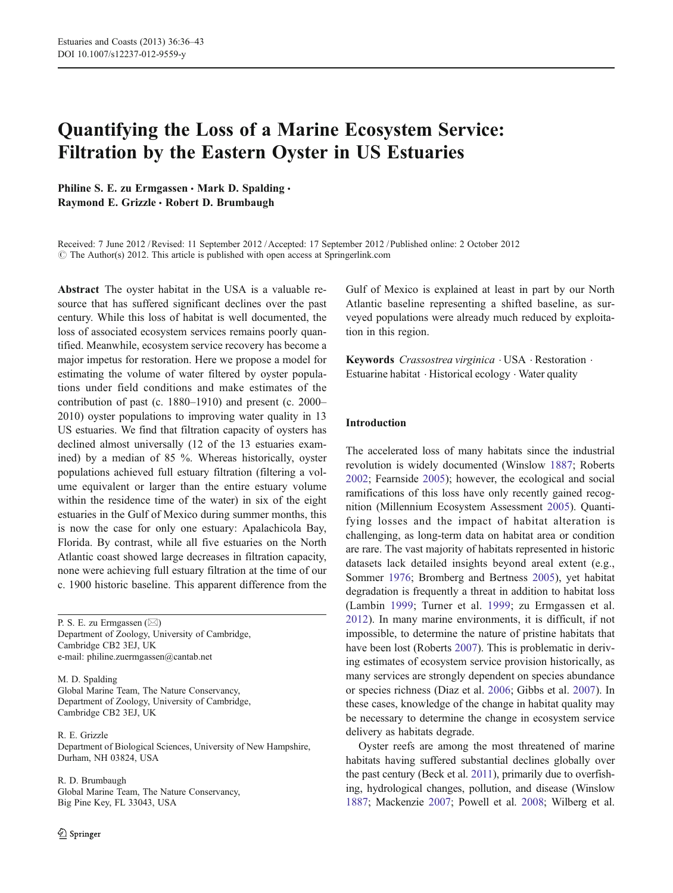# Quantifying the Loss of a Marine Ecosystem Service: Filtration by the Eastern Oyster in US Estuaries

**Philine S. E. zu Ermgassen · Mark D. Spalding · Raymond E. Grizzle · Robert D. Brumbaugh**

Received: 7 June 2012 / Revised: 11 September 2012 / Accepted: 17 September 2012 / Published online: 2 October 2012
© The Author(s) 2012. This article is published with open access at Springerlink.com

**Abstract** The oyster habitat in the USA is a valuable resource that has suffered significant declines over the past century. While this loss of habitat is well documented, the loss of associated ecosystem services remains poorly quantified. Meanwhile, ecosystem service recovery has become a major impetus for restoration. Here we propose a model for estimating the volume of water filtered by oyster populations under field conditions and make estimates of the contribution of past (c. 1880–1910) and present (c. 2000–2010) oyster populations to improving water quality in 13 US estuaries. We find that filtration capacity of oysters has declined almost universally (12 of the 13 estuaries examined) by a median of 85 %. Whereas historically, oyster populations achieved full estuary filtration (filtering a volume equivalent or larger than the entire estuary volume within the residence time of the water) in six of the eight estuaries in the Gulf of Mexico during summer months, this is now the case for only one estuary: Apalachicola Bay, Florida. By contrast, while all five estuaries on the North Atlantic coast showed large decreases in filtration capacity, none were achieving full estuary filtration at the time of our c. 1900 historic baseline. This apparent difference from the Gulf of Mexico is explained at least in part by our North Atlantic baseline representing a shifted baseline, as surveyed populations were already much reduced by exploitation in this region.

**Keywords** *Crassostrea virginica* · USA · Restoration · Estuarine habitat · Historical ecology · Water quality

P. S. E. zu Ermgassen (✉)
Department of Zoology, University of Cambridge, Cambridge CB2 3EJ, UK
e-mail: philine.zuermgassen@cantab.net

M. D. Spalding
Global Marine Team, The Nature Conservancy, Department of Zoology, University of Cambridge, Cambridge CB2 3EJ, UK

R. E. Grizzle
Department of Biological Sciences, University of New Hampshire, Durham, NH 03824, USA

R. D. Brumbaugh
Global Marine Team, The Nature Conservancy, Big Pine Key, FL 33043, USA

## Introduction

The accelerated loss of many habitats since the industrial revolution is widely documented (Winslow 1887; Roberts 2002; Fearnside 2005); however, the ecological and social ramifications of this loss have only recently gained recognition (Millennium Ecosystem Assessment 2005). Quantifying losses and the impact of habitat alteration is challenging, as long-term data on habitat area or condition are rare. The vast majority of habitats represented in historic datasets lack detailed insights beyond areal extent (e.g., Sommer 1976; Bromberg and Bertness 2005), yet habitat degradation is frequently a threat in addition to habitat loss (Lambin 1999; Turner et al. 1999; zu Ermgassen et al. 2012). In many marine environments, it is difficult, if not impossible, to determine the nature of pristine habitats that have been lost (Roberts 2007). This is problematic in deriving estimates of ecosystem service provision historically, as many services are strongly dependent on species abundance or species richness (Diaz et al. 2006; Gibbs et al. 2007). In these cases, knowledge of the change in habitat quality may be necessary to determine the change in ecosystem service delivery as habitats degrade.

Oyster reefs are among the most threatened of marine habitats having suffered substantial declines globally over the past century (Beck et al. 2011), primarily due to overfishing, hydrological changes, pollution, and disease (Winslow 1887; Mackenzie 2007; Powell et al. 2008; Wilberg et al.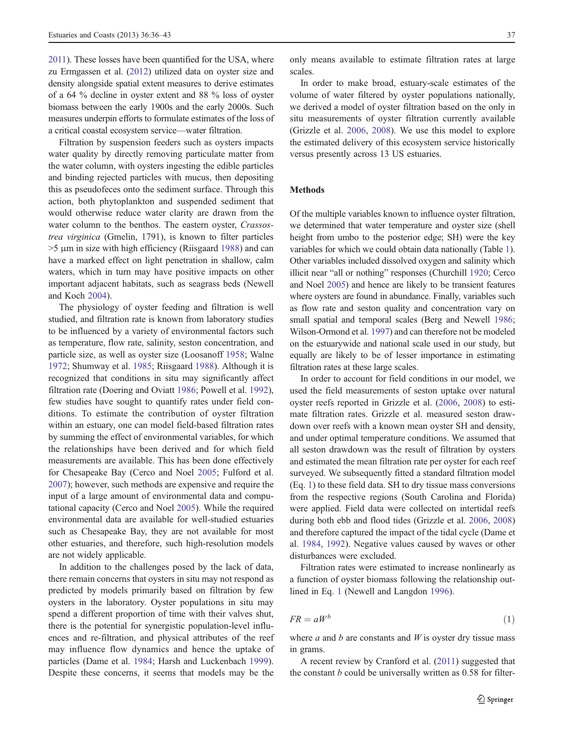2011). These losses have been quantified for the USA, where zu Ermgassen et al. (2012) utilized data on oyster size and density alongside spatial extent measures to derive estimates of a 64 % decline in oyster extent and 88 % loss of oyster biomass between the early 1900s and the early 2000s. Such measures underpin efforts to formulate estimates of the loss of a critical coastal ecosystem service—water filtration.

Filtration by suspension feeders such as oysters impacts water quality by directly removing particulate matter from the water column, with oysters ingesting the edible particles and binding rejected particles with mucus, then depositing this as pseudofeces onto the sediment surface. Through this action, both phytoplankton and suspended sediment that would otherwise reduce water clarity are drawn from the water column to the benthos. The eastern oyster, *Crassostrea virginica* (Gmelin, 1791), is known to filter particles >5 μm in size with high efficiency (Riisgaard 1988) and can have a marked effect on light penetration in shallow, calm waters, which in turn may have positive impacts on other important adjacent habitats, such as seagrass beds (Newell and Koch 2004).

The physiology of oyster feeding and filtration is well studied, and filtration rate is known from laboratory studies to be influenced by a variety of environmental factors such as temperature, flow rate, salinity, seston concentration, and particle size, as well as oyster size (Loosanoff 1958; Walne 1972; Shumway et al. 1985; Riisgaard 1988). Although it is recognized that conditions in situ may significantly affect filtration rate (Doering and Oviatt 1986; Powell et al. 1992), few studies have sought to quantify rates under field conditions. To estimate the contribution of oyster filtration within an estuary, one can model field-based filtration rates by summing the effect of environmental variables, for which the relationships have been derived and for which field measurements are available. This has been done effectively for Chesapeake Bay (Cerco and Noel 2005; Fulford et al. 2007); however, such methods are expensive and require the input of a large amount of environmental data and computational capacity (Cerco and Noel 2005). While the required environmental data are available for well-studied estuaries such as Chesapeake Bay, they are not available for most other estuaries, and therefore, such high-resolution models are not widely applicable.

In addition to the challenges posed by the lack of data, there remain concerns that oysters in situ may not respond as predicted by models primarily based on filtration by few oysters in the laboratory. Oyster populations in situ may spend a different proportion of time with their valves shut, there is the potential for synergistic population-level influences and re-filtration, and physical attributes of the reef may influence flow dynamics and hence the uptake of particles (Dame et al. 1984; Harsh and Luckenbach 1999). Despite these concerns, it seems that models may be the only means available to estimate filtration rates at large scales.

In order to make broad, estuary-scale estimates of the volume of water filtered by oyster populations nationally, we derived a model of oyster filtration based on the only in situ measurements of oyster filtration currently available (Grizzle et al. 2006, 2008). We use this model to explore the estimated delivery of this ecosystem service historically versus presently across 13 US estuaries.

## Methods

Of the multiple variables known to influence oyster filtration, we determined that water temperature and oyster size (shell height from umbo to the posterior edge; SH) were the key variables for which we could obtain data nationally (Table 1). Other variables included dissolved oxygen and salinity which illicit near "all or nothing" responses (Churchill 1920; Cerco and Noel 2005) and hence are likely to be transient features where oysters are found in abundance. Finally, variables such as flow rate and seston quality and concentration vary on small spatial and temporal scales (Berg and Newell 1986; Wilson-Ormond et al. 1997) and can therefore not be modeled on the estuarywide and national scale used in our study, but equally are likely to be of lesser importance in estimating filtration rates at these large scales.

In order to account for field conditions in our model, we used the field measurements of seston uptake over natural oyster reefs reported in Grizzle et al. (2006, 2008) to estimate filtration rates. Grizzle et al. measured seston drawdown over reefs with a known mean oyster SH and density, and under optimal temperature conditions. We assumed that all seston drawdown was the result of filtration by oysters and estimated the mean filtration rate per oyster for each reef surveyed. We subsequently fitted a standard filtration model (Eq. 1) to these field data. SH to dry tissue mass conversions from the respective regions (South Carolina and Florida) were applied. Field data were collected on intertidal reefs during both ebb and flood tides (Grizzle et al. 2006, 2008) and therefore captured the impact of the tidal cycle (Dame et al. 1984, 1992). Negative values caused by waves or other disturbances were excluded.

Filtration rates were estimated to increase nonlinearly as a function of oyster biomass following the relationship outlined in Eq. 1 (Newell and Langdon 1996).

$$FR = aW^b \tag{1}$$

where $a$ and $b$ are constants and $W$ is oyster dry tissue mass in grams.

A recent review by Cranford et al. (2011) suggested that the constant $b$ could be universally written as 0.58 for filter-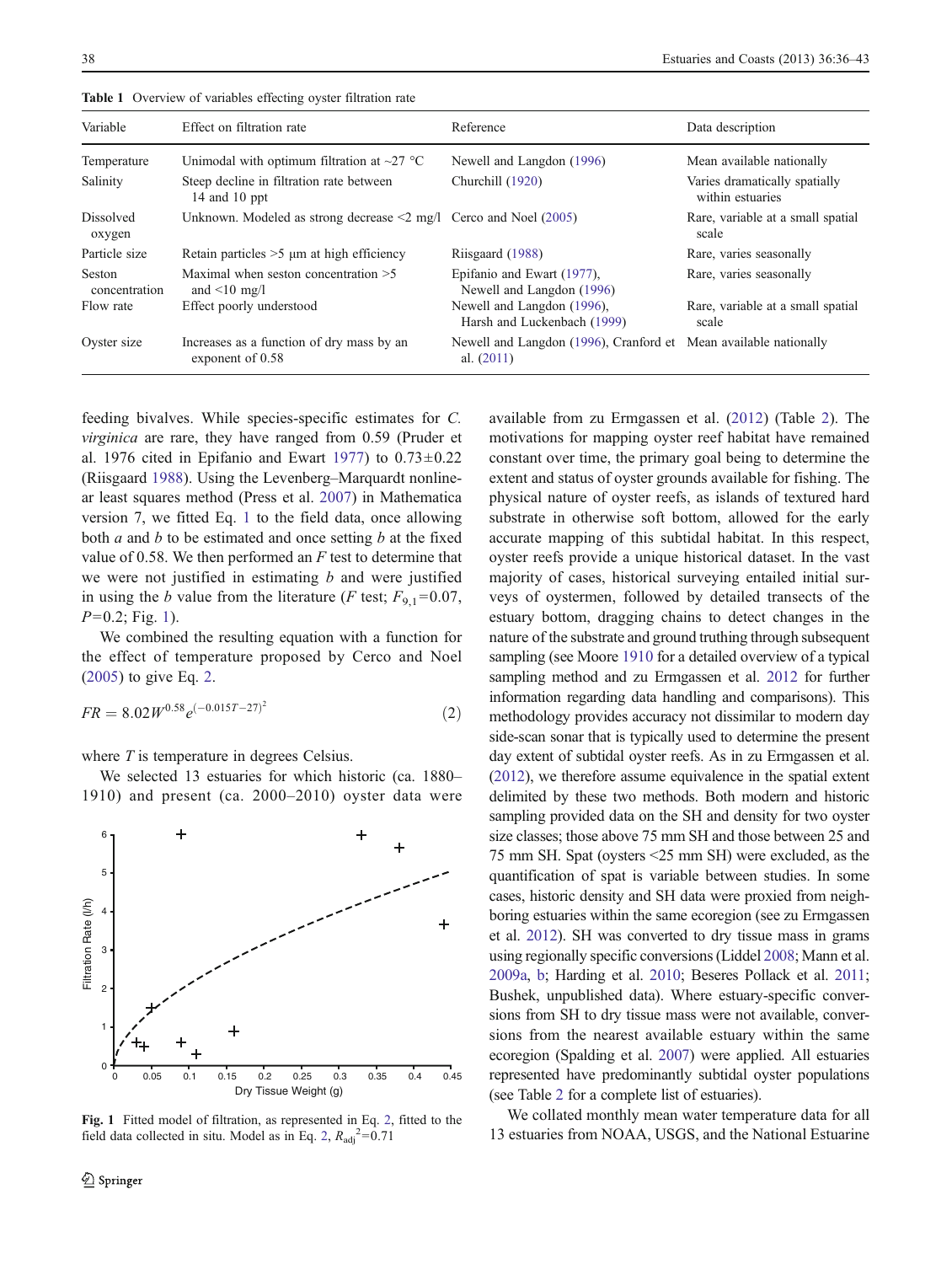**Table 1** Overview of variables effecting oyster filtration rate

| Variable | Effect on filtration rate | Reference | Data description |
|---|---|---|---|
| Temperature | Unimodal with optimum filtration at ~27 °C | Newell and Langdon (1996) | Mean available nationally |
| Salinity | Steep decline in filtration rate between 14 and 10 ppt | Churchill (1920) | Varies dramatically spatially within estuaries |
| Dissolved oxygen | Unknown. Modeled as strong decrease <2 mg/l | Cerco and Noel (2005) | Rare, variable at a small spatial scale |
| Particle size | Retain particles >5 μm at high efficiency | Riisgaard (1988) | Rare, varies seasonally |
| Seston concentration | Maximal when seston concentration >5 and <10 mg/l | Epifanio and Ewart (1977), Newell and Langdon (1996) | Rare, varies seasonally |
| Flow rate | Effect poorly understood | Newell and Langdon (1996), Harsh and Luckenbach (1999) | Rare, variable at a small spatial scale |
| Oyster size | Increases as a function of dry mass by an exponent of 0.58 | Newell and Langdon (1996), Cranford et al. (2011) | Mean available nationally |

feeding bivalves. While species-specific estimates for *C. virginica* are rare, they have ranged from 0.59 (Pruder et al. 1976 cited in Epifanio and Ewart 1977) to 0.73±0.22 (Riisgaard 1988). Using the Levenberg–Marquardt nonlinear least squares method (Press et al. 2007) in Mathematica version 7, we fitted Eq. 1 to the field data, once allowing both *a* and *b* to be estimated and once setting *b* at the fixed value of 0.58. We then performed an *F* test to determine that we were not justified in estimating *b* and were justified in using the *b* value from the literature (*F* test; $F_{9,1}$=0.07, $P$=0.2; Fig. 1).

We combined the resulting equation with a function for the effect of temperature proposed by Cerco and Noel (2005) to give Eq. 2.

$$FR = 8.02W^{0.58}e^{(-0.015T-27)^2} \tag{2}$$

where *T* is temperature in degrees Celsius.

We selected 13 estuaries for which historic (ca. 1880–1910) and present (ca. 2000–2010) oyster data were

**Fig. 1** Fitted model of filtration, as represented in Eq. 2, fitted to the field data collected in situ. Model as in Eq. 2, $R_{\text{adj}}^2$=0.71

available from zu Ermgassen et al. (2012) (Table 2). The motivations for mapping oyster reef habitat have remained constant over time, the primary goal being to determine the extent and status of oyster grounds available for fishing. The physical nature of oyster reefs, as islands of textured hard substrate in otherwise soft bottom, allowed for the early accurate mapping of this subtidal habitat. In this respect, oyster reefs provide a unique historical dataset. In the vast majority of cases, historical surveying entailed initial surveys of oystermen, followed by detailed transects of the estuary bottom, dragging chains to detect changes in the nature of the substrate and ground truthing through subsequent sampling (see Moore 1910 for a detailed overview of a typical sampling method and zu Ermgassen et al. 2012 for further information regarding data handling and comparisons). This methodology provides accuracy not dissimilar to modern day side-scan sonar that is typically used to determine the present day extent of subtidal oyster reefs. As in zu Ermgassen et al. (2012), we therefore assume equivalence in the spatial extent delimited by these two methods. Both modern and historic sampling provided data on the SH and density for two oyster size classes; those above 75 mm SH and those between 25 and 75 mm SH. Spat (oysters <25 mm SH) were excluded, as the quantification of spat is variable between studies. In some cases, historic density and SH data were proxied from neighboring estuaries within the same ecoregion (see zu Ermgassen et al. 2012). SH was converted to dry tissue mass in grams using regionally specific conversions (Liddel 2008; Mann et al. 2009a, b; Harding et al. 2010; Beseres Pollack et al. 2011; Bushek, unpublished data). Where estuary-specific conversions from SH to dry tissue mass were not available, conversions from the nearest available estuary within the same ecoregion (Spalding et al. 2007) were applied. All estuaries represented have predominantly subtidal oyster populations (see Table 2 for a complete list of estuaries).

We collated monthly mean water temperature data for all 13 estuaries from NOAA, USGS, and the National Estuarine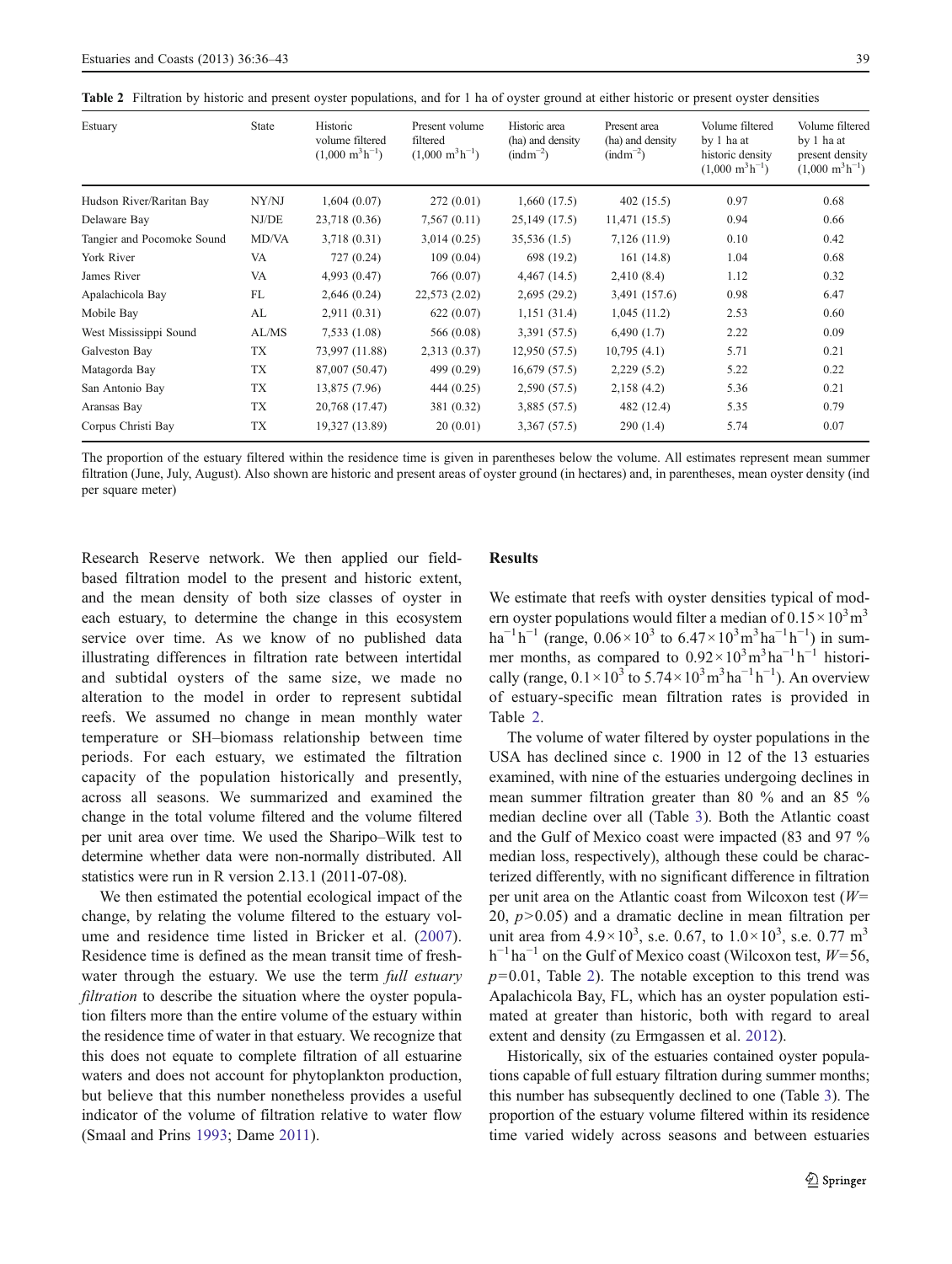**Table 2** Filtration by historic and present oyster populations, and for 1 ha of oyster ground at either historic or present oyster densities

| Estuary | State | Historic volume filtered ($1,000\ m^3h^{-1}$) | Present volume filtered ($1,000\ m^3h^{-1}$) | Historic area (ha) and density ($ind\,m^{-2}$) | Present area (ha) and density ($ind\,m^{-2}$) | Volume filtered by 1 ha at historic density ($1,000\ m^3h^{-1}$) | Volume filtered by 1 ha at present density ($1,000\ m^3h^{-1}$) |
|---|---|---|---|---|---|---|---|
| Hudson River/Raritan Bay | NY/NJ | 1,604 (0.07) | 272 (0.01) | 1,660 (17.5) | 402 (15.5) | 0.97 | 0.68 |
| Delaware Bay | NJ/DE | 23,718 (0.36) | 7,567 (0.11) | 25,149 (17.5) | 11,471 (15.5) | 0.94 | 0.66 |
| Tangier and Pocomoke Sound | MD/VA | 3,718 (0.31) | 3,014 (0.25) | 35,536 (1.5) | 7,126 (11.9) | 0.10 | 0.42 |
| York River | VA | 727 (0.24) | 109 (0.04) | 698 (19.2) | 161 (14.8) | 1.04 | 0.68 |
| James River | VA | 4,993 (0.47) | 766 (0.07) | 4,467 (14.5) | 2,410 (8.4) | 1.12 | 0.32 |
| Apalachicola Bay | FL | 2,646 (0.24) | 22,573 (2.02) | 2,695 (29.2) | 3,491 (157.6) | 0.98 | 6.47 |
| Mobile Bay | AL | 2,911 (0.31) | 622 (0.07) | 1,151 (31.4) | 1,045 (11.2) | 2.53 | 0.60 |
| West Mississippi Sound | AL/MS | 7,533 (1.08) | 566 (0.08) | 3,391 (57.5) | 6,490 (1.7) | 2.22 | 0.09 |
| Galveston Bay | TX | 73,997 (11.88) | 2,313 (0.37) | 12,950 (57.5) | 10,795 (4.1) | 5.71 | 0.21 |
| Matagorda Bay | TX | 87,007 (50.47) | 499 (0.29) | 16,679 (57.5) | 2,229 (5.2) | 5.22 | 0.22 |
| San Antonio Bay | TX | 13,875 (7.96) | 444 (0.25) | 2,590 (57.5) | 2,158 (4.2) | 5.36 | 0.21 |
| Aransas Bay | TX | 20,768 (17.47) | 381 (0.32) | 3,885 (57.5) | 482 (12.4) | 5.35 | 0.79 |
| Corpus Christi Bay | TX | 19,327 (13.89) | 20 (0.01) | 3,367 (57.5) | 290 (1.4) | 5.74 | 0.07 |

The proportion of the estuary filtered within the residence time is given in parentheses below the volume. All estimates represent mean summer filtration (June, July, August). Also shown are historic and present areas of oyster ground (in hectares) and, in parentheses, mean oyster density (ind per square meter)

Research Reserve network. We then applied our field-based filtration model to the present and historic extent, and the mean density of both size classes of oyster in each estuary, to determine the change in this ecosystem service over time. As we know of no published data illustrating differences in filtration rate between intertidal and subtidal oysters of the same size, we made no alteration to the model in order to represent subtidal reefs. We assumed no change in mean monthly water temperature or SH–biomass relationship between time periods. For each estuary, we estimated the filtration capacity of the population historically and presently, across all seasons. We summarized and examined the change in the total volume filtered and the volume filtered per unit area over time. We used the Sharipo–Wilk test to determine whether data were non-normally distributed. All statistics were run in R version 2.13.1 (2011-07-08).

We then estimated the potential ecological impact of the change, by relating the volume filtered to the estuary volume and residence time listed in Bricker et al. (2007). Residence time is defined as the mean transit time of freshwater through the estuary. We use the term *full estuary filtration* to describe the situation where the oyster population filters more than the entire volume of the estuary within the residence time of water in that estuary. We recognize that this does not equate to complete filtration of all estuarine waters and does not account for phytoplankton production, but believe that this number nonetheless provides a useful indicator of the volume of filtration relative to water flow (Smaal and Prins 1993; Dame 2011).

## Results

We estimate that reefs with oyster densities typical of modern oyster populations would filter a median of $0.15\times10^3\,m^3\,ha^{-1}h^{-1}$ (range, $0.06\times10^3$ to $6.47\times10^3\,m^3\,ha^{-1}h^{-1}$) in summer months, as compared to $0.92\times10^3\,m^3\,ha^{-1}h^{-1}$ historically (range, $0.1\times10^3$ to $5.74\times10^3\,m^3\,ha^{-1}h^{-1}$). An overview of estuary-specific mean filtration rates is provided in Table 2.

The volume of water filtered by oyster populations in the USA has declined since c. 1900 in 12 of the 13 estuaries examined, with nine of the estuaries undergoing declines in mean summer filtration greater than 80 % and an 85 % median decline over all (Table 3). Both the Atlantic coast and the Gulf of Mexico coast were impacted (83 and 97 % median loss, respectively), although these could be characterized differently, with no significant difference in filtration per unit area on the Atlantic coast from Wilcoxon test ($W=20$, $p>0.05$) and a dramatic decline in mean filtration per unit area from $4.9\times10^3$, s.e. 0.67, to $1.0\times10^3$, s.e. 0.77 $m^3\,h^{-1}ha^{-1}$ on the Gulf of Mexico coast (Wilcoxon test, $W=56$, $p=0.01$, Table 2). The notable exception to this trend was Apalachicola Bay, FL, which has an oyster population estimated at greater than historic, both with regard to areal extent and density (zu Ermgassen et al. 2012).

Historically, six of the estuaries contained oyster populations capable of full estuary filtration during summer months; this number has subsequently declined to one (Table 3). The proportion of the estuary volume filtered within its residence time varied widely across seasons and between estuaries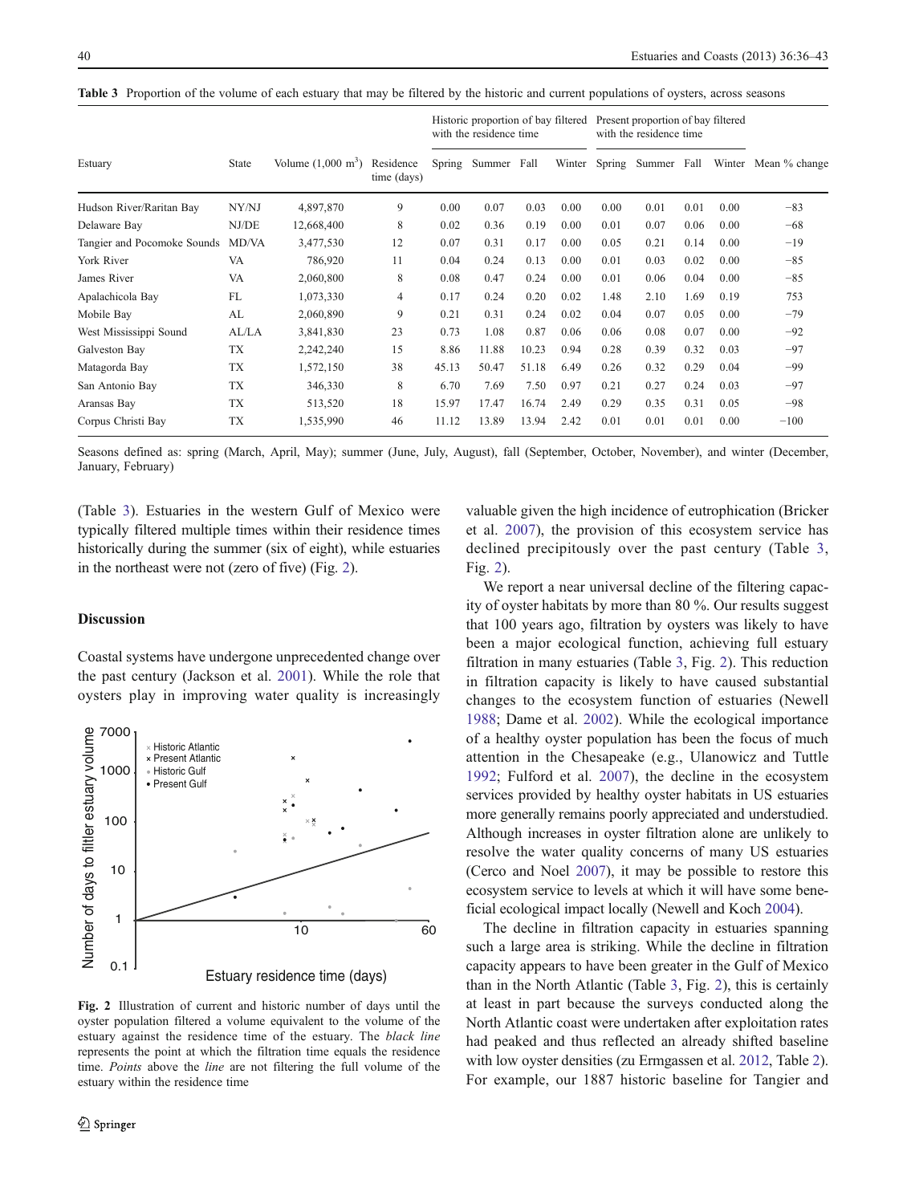**Table 3** Proportion of the volume of each estuary that may be filtered by the historic and current populations of oysters, across seasons

| Estuary | State | Volume (1,000 $m^3$) | Residence time (days) | Historic proportion of bay filtered with the residence time | | | | Present proportion of bay filtered with the residence time | | | | Mean % change |
|---|---|---|---|---|---|---|---|---|---|---|---|---|
| | | | | Spring | Summer | Fall | Winter | Spring | Summer | Fall | Winter | |
| Hudson River/Raritan Bay | NY/NJ | 4,897,870 | 9 | 0.00 | 0.07 | 0.03 | 0.00 | 0.00 | 0.01 | 0.01 | 0.00 | −83 |
| Delaware Bay | NJ/DE | 12,668,400 | 8 | 0.02 | 0.36 | 0.19 | 0.00 | 0.01 | 0.07 | 0.06 | 0.00 | −68 |
| Tangier and Pocomoke Sounds | MD/VA | 3,477,530 | 12 | 0.07 | 0.31 | 0.17 | 0.00 | 0.05 | 0.21 | 0.14 | 0.00 | −19 |
| York River | VA | 786,920 | 11 | 0.04 | 0.24 | 0.13 | 0.00 | 0.01 | 0.03 | 0.02 | 0.00 | −85 |
| James River | VA | 2,060,800 | 8 | 0.08 | 0.47 | 0.24 | 0.00 | 0.01 | 0.06 | 0.04 | 0.00 | −85 |
| Apalachicola Bay | FL | 1,073,330 | 4 | 0.17 | 0.24 | 0.20 | 0.02 | 1.48 | 2.10 | 1.69 | 0.19 | 753 |
| Mobile Bay | AL | 2,060,890 | 9 | 0.21 | 0.31 | 0.24 | 0.02 | 0.04 | 0.07 | 0.05 | 0.00 | −79 |
| West Mississippi Sound | AL/LA | 3,841,830 | 23 | 0.73 | 1.08 | 0.87 | 0.06 | 0.06 | 0.08 | 0.07 | 0.00 | −92 |
| Galveston Bay | TX | 2,242,240 | 15 | 8.86 | 11.88 | 10.23 | 0.94 | 0.28 | 0.39 | 0.32 | 0.03 | −97 |
| Matagorda Bay | TX | 1,572,150 | 38 | 45.13 | 50.47 | 51.18 | 6.49 | 0.26 | 0.32 | 0.29 | 0.04 | −99 |
| San Antonio Bay | TX | 346,330 | 8 | 6.70 | 7.69 | 7.50 | 0.97 | 0.21 | 0.27 | 0.24 | 0.03 | −97 |
| Aransas Bay | TX | 513,520 | 18 | 15.97 | 17.47 | 16.74 | 2.49 | 0.29 | 0.35 | 0.31 | 0.05 | −98 |
| Corpus Christi Bay | TX | 1,535,990 | 46 | 11.12 | 13.89 | 13.94 | 2.42 | 0.01 | 0.01 | 0.01 | 0.00 | −100 |

Seasons defined as: spring (March, April, May); summer (June, July, August), fall (September, October, November), and winter (December, January, February)

(Table 3). Estuaries in the western Gulf of Mexico were typically filtered multiple times within their residence times historically during the summer (six of eight), while estuaries in the northeast were not (zero of five) (Fig. 2).

## Discussion

Coastal systems have undergone unprecedented change over the past century (Jackson et al. 2001). While the role that oysters play in improving water quality is increasingly valuable given the high incidence of eutrophication (Bricker et al. 2007), the provision of this ecosystem service has declined precipitously over the past century (Table 3, Fig. 2).

**Fig. 2** Illustration of current and historic number of days until the oyster population filtered a volume equivalent to the volume of the estuary against the residence time of the estuary. The *black line* represents the point at which the filtration time equals the residence time. *Points* above the *line* are not filtering the full volume of the estuary within the residence time

We report a near universal decline of the filtering capacity of oyster habitats by more than 80 %. Our results suggest that 100 years ago, filtration by oysters was likely to have been a major ecological function, achieving full estuary filtration in many estuaries (Table 3, Fig. 2). This reduction in filtration capacity is likely to have caused substantial changes to the ecosystem function of estuaries (Newell 1988; Dame et al. 2002). While the ecological importance of a healthy oyster population has been the focus of much attention in the Chesapeake (e.g., Ulanowicz and Tuttle 1992; Fulford et al. 2007), the decline in the ecosystem services provided by healthy oyster habitats in US estuaries more generally remains poorly appreciated and understudied. Although increases in oyster filtration alone are unlikely to resolve the water quality concerns of many US estuaries (Cerco and Noel 2007), it may be possible to restore this ecosystem service to levels at which it will have some beneficial ecological impact locally (Newell and Koch 2004).

The decline in filtration capacity in estuaries spanning such a large area is striking. While the decline in filtration capacity appears to have been greater in the Gulf of Mexico than in the North Atlantic (Table 3, Fig. 2), this is certainly at least in part because the surveys conducted along the North Atlantic coast were undertaken after exploitation rates had peaked and thus reflected an already shifted baseline with low oyster densities (zu Ermgassen et al. 2012, Table 2). For example, our 1887 historic baseline for Tangier and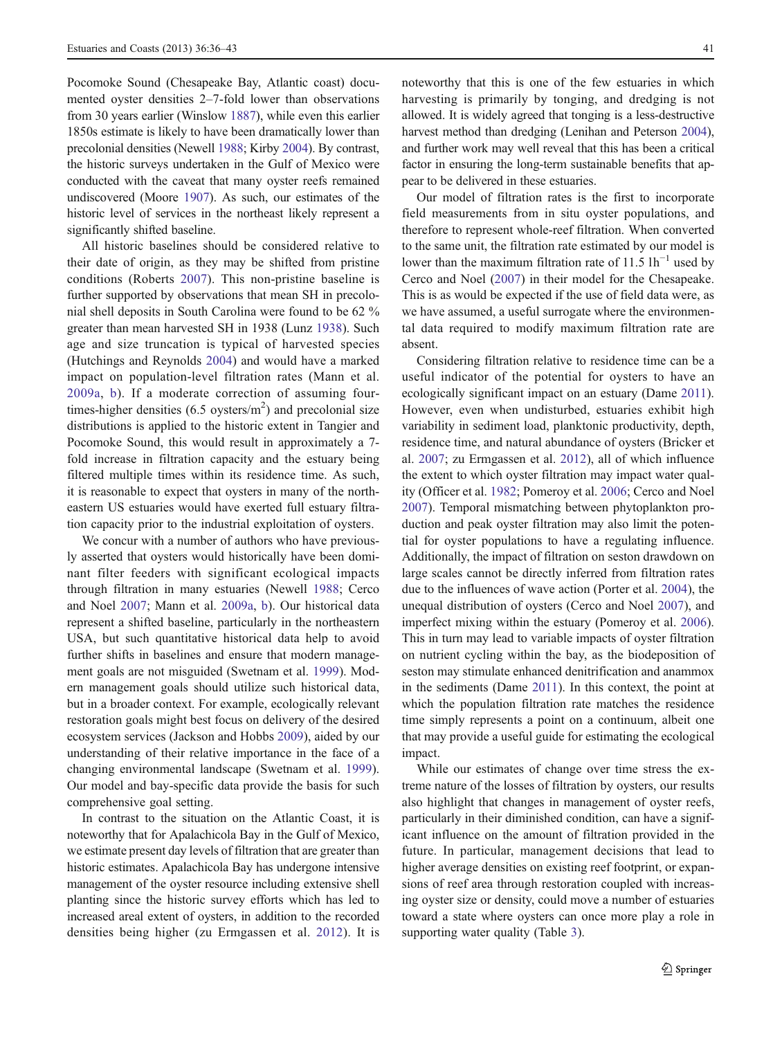Pocomoke Sound (Chesapeake Bay, Atlantic coast) documented oyster densities 2–7-fold lower than observations from 30 years earlier (Winslow 1887), while even this earlier 1850s estimate is likely to have been dramatically lower than precolonial densities (Newell 1988; Kirby 2004). By contrast, the historic surveys undertaken in the Gulf of Mexico were conducted with the caveat that many oyster reefs remained undiscovered (Moore 1907). As such, our estimates of the historic level of services in the northeast likely represent a significantly shifted baseline.

All historic baselines should be considered relative to their date of origin, as they may be shifted from pristine conditions (Roberts 2007). This non-pristine baseline is further supported by observations that mean SH in precolonial shell deposits in South Carolina were found to be 62 % greater than mean harvested SH in 1938 (Lunz 1938). Such age and size truncation is typical of harvested species (Hutchings and Reynolds 2004) and would have a marked impact on population-level filtration rates (Mann et al. 2009a, b). If a moderate correction of assuming four-times-higher densities (6.5 oysters/m$^2$) and precolonial size distributions is applied to the historic extent in Tangier and Pocomoke Sound, this would result in approximately a 7-fold increase in filtration capacity and the estuary being filtered multiple times within its residence time. As such, it is reasonable to expect that oysters in many of the northeastern US estuaries would have exerted full estuary filtration capacity prior to the industrial exploitation of oysters.

We concur with a number of authors who have previously asserted that oysters would historically have been dominant filter feeders with significant ecological impacts through filtration in many estuaries (Newell 1988; Cerco and Noel 2007; Mann et al. 2009a, b). Our historical data represent a shifted baseline, particularly in the northeastern USA, but such quantitative historical data help to avoid further shifts in baselines and ensure that modern management goals are not misguided (Swetnam et al. 1999). Modern management goals should utilize such historical data, but in a broader context. For example, ecologically relevant restoration goals might best focus on delivery of the desired ecosystem services (Jackson and Hobbs 2009), aided by our understanding of their relative importance in the face of a changing environmental landscape (Swetnam et al. 1999). Our model and bay-specific data provide the basis for such comprehensive goal setting.

In contrast to the situation on the Atlantic Coast, it is noteworthy that for Apalachicola Bay in the Gulf of Mexico, we estimate present day levels of filtration that are greater than historic estimates. Apalachicola Bay has undergone intensive management of the oyster resource including extensive shell planting since the historic survey efforts which has led to increased areal extent of oysters, in addition to the recorded densities being higher (zu Ermgassen et al. 2012). It is noteworthy that this is one of the few estuaries in which harvesting is primarily by tonging, and dredging is not allowed. It is widely agreed that tonging is a less-destructive harvest method than dredging (Lenihan and Peterson 2004), and further work may well reveal that this has been a critical factor in ensuring the long-term sustainable benefits that appear to be delivered in these estuaries.

Our model of filtration rates is the first to incorporate field measurements from in situ oyster populations, and therefore to represent whole-reef filtration. When converted to the same unit, the filtration rate estimated by our model is lower than the maximum filtration rate of 11.5 lh$^{-1}$ used by Cerco and Noel (2007) in their model for the Chesapeake. This is as would be expected if the use of field data were, as we have assumed, a useful surrogate where the environmental data required to modify maximum filtration rate are absent.

Considering filtration relative to residence time can be a useful indicator of the potential for oysters to have an ecologically significant impact on an estuary (Dame 2011). However, even when undisturbed, estuaries exhibit high variability in sediment load, planktonic productivity, depth, residence time, and natural abundance of oysters (Bricker et al. 2007; zu Ermgassen et al. 2012), all of which influence the extent to which oyster filtration may impact water quality (Officer et al. 1982; Pomeroy et al. 2006; Cerco and Noel 2007). Temporal mismatching between phytoplankton production and peak oyster filtration may also limit the potential for oyster populations to have a regulating influence. Additionally, the impact of filtration on seston drawdown on large scales cannot be directly inferred from filtration rates due to the influences of wave action (Porter et al. 2004), the unequal distribution of oysters (Cerco and Noel 2007), and imperfect mixing within the estuary (Pomeroy et al. 2006). This in turn may lead to variable impacts of oyster filtration on nutrient cycling within the bay, as the biodeposition of seston may stimulate enhanced denitrification and anammox in the sediments (Dame 2011). In this context, the point at which the population filtration rate matches the residence time simply represents a point on a continuum, albeit one that may provide a useful guide for estimating the ecological impact.

While our estimates of change over time stress the extreme nature of the losses of filtration by oysters, our results also highlight that changes in management of oyster reefs, particularly in their diminished condition, can have a significant influence on the amount of filtration provided in the future. In particular, management decisions that lead to higher average densities on existing reef footprint, or expansions of reef area through restoration coupled with increasing oyster size or density, could move a number of estuaries toward a state where oysters can once more play a role in supporting water quality (Table 3).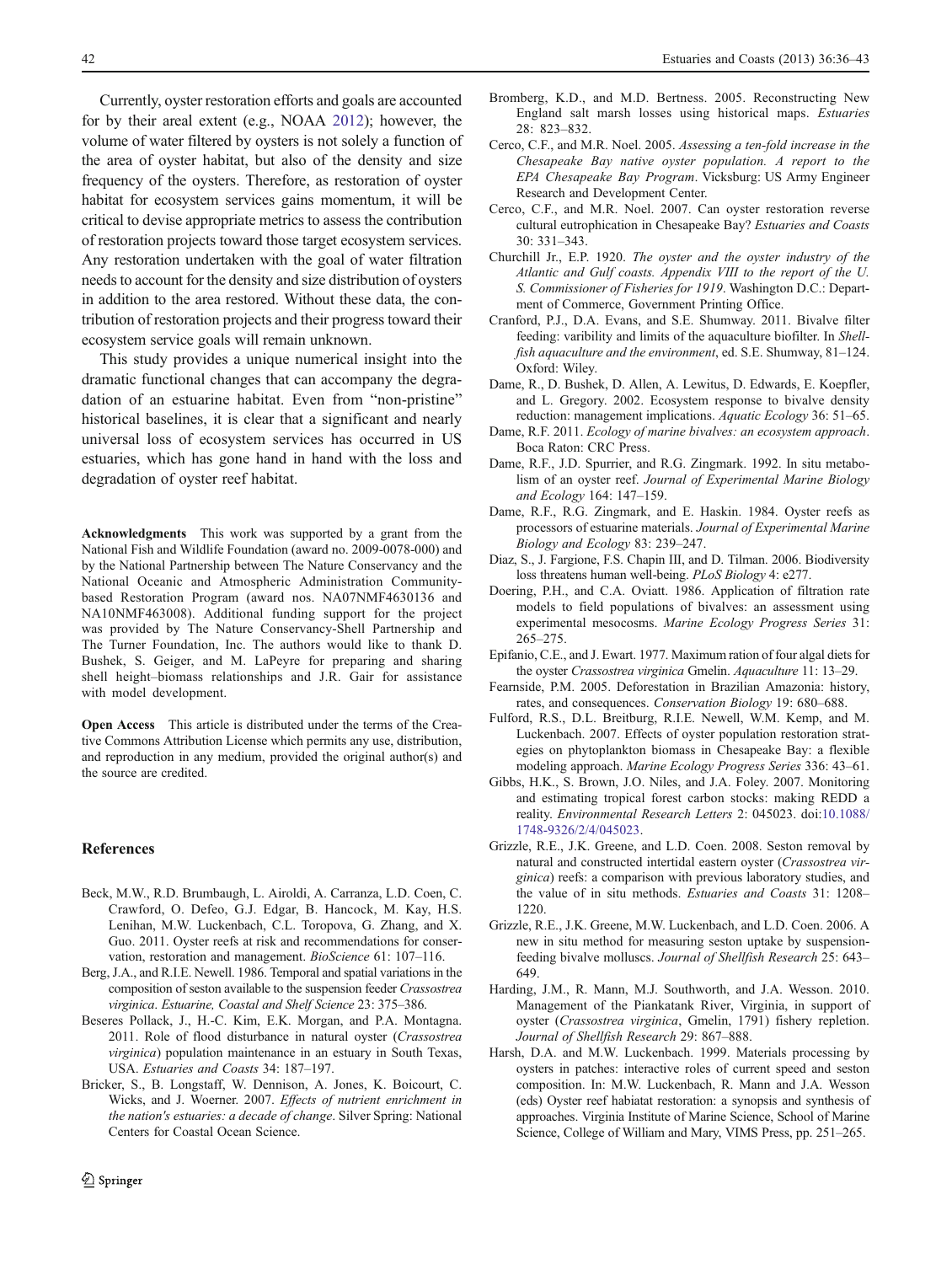Currently, oyster restoration efforts and goals are accounted for by their areal extent (e.g., NOAA 2012); however, the volume of water filtered by oysters is not solely a function of the area of oyster habitat, but also of the density and size frequency of the oysters. Therefore, as restoration of oyster habitat for ecosystem services gains momentum, it will be critical to devise appropriate metrics to assess the contribution of restoration projects toward those target ecosystem services. Any restoration undertaken with the goal of water filtration needs to account for the density and size distribution of oysters in addition to the area restored. Without these data, the contribution of restoration projects and their progress toward their ecosystem service goals will remain unknown.

This study provides a unique numerical insight into the dramatic functional changes that can accompany the degradation of an estuarine habitat. Even from "non-pristine" historical baselines, it is clear that a significant and nearly universal loss of ecosystem services has occurred in US estuaries, which has gone hand in hand with the loss and degradation of oyster reef habitat.

**Acknowledgments** This work was supported by a grant from the National Fish and Wildlife Foundation (award no. 2009-0078-000) and by the National Partnership between The Nature Conservancy and the National Oceanic and Atmospheric Administration Community-based Restoration Program (award nos. NA07NMF4630136 and NA10NMF463008). Additional funding support for the project was provided by The Nature Conservancy-Shell Partnership and The Turner Foundation, Inc. The authors would like to thank D. Bushek, S. Geiger, and M. LaPeyre for preparing and sharing shell height–biomass relationships and J.R. Gair for assistance with model development.

**Open Access** This article is distributed under the terms of the Creative Commons Attribution License which permits any use, distribution, and reproduction in any medium, provided the original author(s) and the source are credited.

## References

Beck, M.W., R.D. Brumbaugh, L. Airoldi, A. Carranza, L.D. Coen, C. Crawford, O. Defeo, G.J. Edgar, B. Hancock, M. Kay, H.S. Lenihan, M.W. Luckenbach, C.L. Toropova, G. Zhang, and X. Guo. 2011. Oyster reefs at risk and recommendations for conservation, restoration and management. *BioScience* 61: 107–116.

Berg, J.A., and R.I.E. Newell. 1986. Temporal and spatial variations in the composition of seston available to the suspension feeder *Crassostrea virginica*. *Estuarine, Coastal and Shelf Science* 23: 375–386.

Beseres Pollack, J., H.-C. Kim, E.K. Morgan, and P.A. Montagna. 2011. Role of flood disturbance in natural oyster (*Crassostrea virginica*) population maintenance in an estuary in South Texas, USA. *Estuaries and Coasts* 34: 187–197.

Bricker, S., B. Longstaff, W. Dennison, A. Jones, K. Boicourt, C. Wicks, and J. Woerner. 2007. *Effects of nutrient enrichment in the nation's estuaries: a decade of change*. Silver Spring: National Centers for Coastal Ocean Science.

Bromberg, K.D., and M.D. Bertness. 2005. Reconstructing New England salt marsh losses using historical maps. *Estuaries* 28: 823–832.

Cerco, C.F., and M.R. Noel. 2005. *Assessing a ten-fold increase in the Chesapeake Bay native oyster population. A report to the EPA Chesapeake Bay Program*. Vicksburg: US Army Engineer Research and Development Center.

Cerco, C.F., and M.R. Noel. 2007. Can oyster restoration reverse cultural eutrophication in Chesapeake Bay? *Estuaries and Coasts* 30: 331–343.

Churchill Jr., E.P. 1920. *The oyster and the oyster industry of the Atlantic and Gulf coasts. Appendix VIII to the report of the U. S. Commissioner of Fisheries for 1919*. Washington D.C.: Department of Commerce, Government Printing Office.

Cranford, P.J., D.A. Evans, and S.E. Shumway. 2011. Bivalve filter feeding: varibility and limits of the aquaculture biofilter. In *Shellfish aquaculture and the environment*, ed. S.E. Shumway, 81–124. Oxford: Wiley.

Dame, R., D. Bushek, D. Allen, A. Lewitus, D. Edwards, E. Koepfler, and L. Gregory. 2002. Ecosystem response to bivalve density reduction: management implications. *Aquatic Ecology* 36: 51–65.

Dame, R.F. 2011. *Ecology of marine bivalves: an ecosystem approach*. Boca Raton: CRC Press.

Dame, R.F., J.D. Spurrier, and R.G. Zingmark. 1992. In situ metabolism of an oyster reef. *Journal of Experimental Marine Biology and Ecology* 164: 147–159.

Dame, R.F., R.G. Zingmark, and E. Haskin. 1984. Oyster reefs as processors of estuarine materials. *Journal of Experimental Marine Biology and Ecology* 83: 239–247.

Diaz, S., J. Fargione, F.S. Chapin III, and D. Tilman. 2006. Biodiversity loss threatens human well-being. *PLoS Biology* 4: e277.

Doering, P.H., and C.A. Oviatt. 1986. Application of filtration rate models to field populations of bivalves: an assessment using experimental mesocosms. *Marine Ecology Progress Series* 31: 265–275.

Epifanio, C.E., and J. Ewart. 1977. Maximum ration of four algal diets for the oyster *Crassostrea virginica* Gmelin. *Aquaculture* 11: 13–29.

Fearnside, P.M. 2005. Deforestation in Brazilian Amazonia: history, rates, and consequences. *Conservation Biology* 19: 680–688.

Fulford, R.S., D.L. Breitburg, R.I.E. Newell, W.M. Kemp, and M. Luckenbach. 2007. Effects of oyster population restoration strategies on phytoplankton biomass in Chesapeake Bay: a flexible modeling approach. *Marine Ecology Progress Series* 336: 43–61.

Gibbs, H.K., S. Brown, J.O. Niles, and J.A. Foley. 2007. Monitoring and estimating tropical forest carbon stocks: making REDD a reality. *Environmental Research Letters* 2: 045023. doi:10.1088/1748-9326/2/4/045023.

Grizzle, R.E., J.K. Greene, and L.D. Coen. 2008. Seston removal by natural and constructed intertidal eastern oyster (*Crassostrea virginica*) reefs: a comparison with previous laboratory studies, and the value of in situ methods. *Estuaries and Coasts* 31: 1208–1220.

Grizzle, R.E., J.K. Greene, M.W. Luckenbach, and L.D. Coen. 2006. A new in situ method for measuring seston uptake by suspension-feeding bivalve molluscs. *Journal of Shellfish Research* 25: 643–649.

Harding, J.M., R. Mann, M.J. Southworth, and J.A. Wesson. 2010. Management of the Piankatank River, Virginia, in support of oyster (*Crassostrea virginica*, Gmelin, 1791) fishery repletion. *Journal of Shellfish Research* 29: 867–888.

Harsh, D.A. and M.W. Luckenbach. 1999. Materials processing by oysters in patches: interactive roles of current speed and seston composition. In: M.W. Luckenbach, R. Mann and J.A. Wesson (eds) Oyster reef habiatat restoration: a synopsis and synthesis of approaches. Virginia Institute of Marine Science, School of Marine Science, College of William and Mary, VIMS Press, pp. 251–265.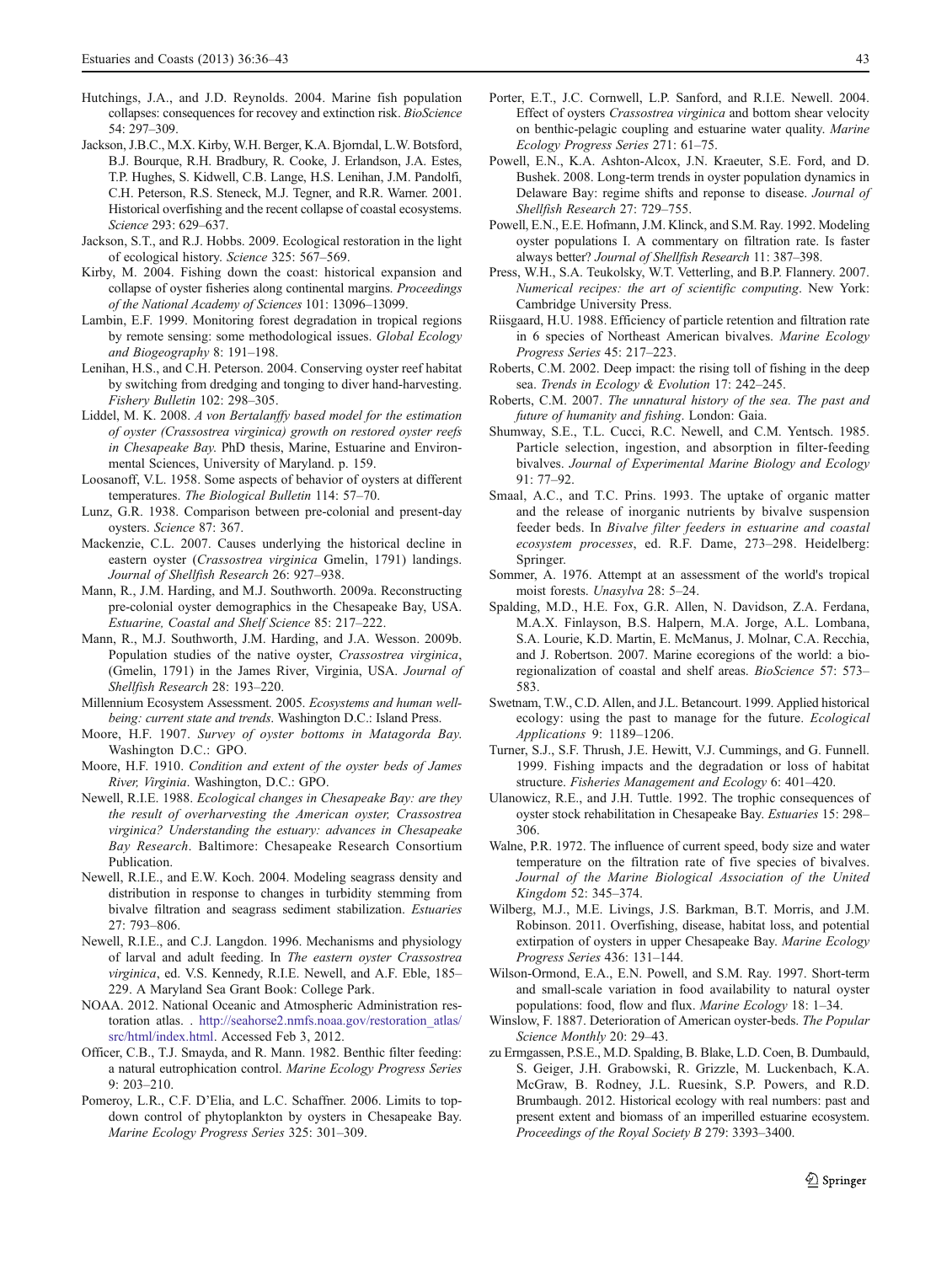Hutchings, J.A., and J.D. Reynolds. 2004. Marine fish population collapses: consequences for recovey and extinction risk. *BioScience* 54: 297–309.

Jackson, J.B.C., M.X. Kirby, W.H. Berger, K.A. Bjorndal, L.W. Botsford, B.J. Bourque, R.H. Bradbury, R. Cooke, J. Erlandson, J.A. Estes, T.P. Hughes, S. Kidwell, C.B. Lange, H.S. Lenihan, J.M. Pandolfi, C.H. Peterson, R.S. Steneck, M.J. Tegner, and R.R. Warner. 2001. Historical overfishing and the recent collapse of coastal ecosystems. *Science* 293: 629–637.

Jackson, S.T., and R.J. Hobbs. 2009. Ecological restoration in the light of ecological history. *Science* 325: 567–569.

Kirby, M. 2004. Fishing down the coast: historical expansion and collapse of oyster fisheries along continental margins. *Proceedings of the National Academy of Sciences* 101: 13096–13099.

Lambin, E.F. 1999. Monitoring forest degradation in tropical regions by remote sensing: some methodological issues. *Global Ecology and Biogeography* 8: 191–198.

Lenihan, H.S., and C.H. Peterson. 2004. Conserving oyster reef habitat by switching from dredging and tonging to diver hand-harvesting. *Fishery Bulletin* 102: 298–305.

Liddel, M. K. 2008. *A von Bertalanffy based model for the estimation of oyster (Crassostrea virginica) growth on restored oyster reefs in Chesapeake Bay*. PhD thesis, Marine, Estuarine and Environmental Sciences, University of Maryland. p. 159.

Loosanoff, V.L. 1958. Some aspects of behavior of oysters at different temperatures. *The Biological Bulletin* 114: 57–70.

Lunz, G.R. 1938. Comparison between pre-colonial and present-day oysters. *Science* 87: 367.

Mackenzie, C.L. 2007. Causes underlying the historical decline in eastern oyster (*Crassostrea virginica* Gmelin, 1791) landings. *Journal of Shellfish Research* 26: 927–938.

Mann, R., J.M. Harding, and M.J. Southworth. 2009a. Reconstructing pre-colonial oyster demographics in the Chesapeake Bay, USA. *Estuarine, Coastal and Shelf Science* 85: 217–222.

Mann, R., M.J. Southworth, J.M. Harding, and J.A. Wesson. 2009b. Population studies of the native oyster, *Crassostrea virginica*, (Gmelin, 1791) in the James River, Virginia, USA. *Journal of Shellfish Research* 28: 193–220.

Millennium Ecosystem Assessment. 2005. *Ecosystems and human well-being: current state and trends*. Washington D.C.: Island Press.

Moore, H.F. 1907. *Survey of oyster bottoms in Matagorda Bay*. Washington D.C.: GPO.

Moore, H.F. 1910. *Condition and extent of the oyster beds of James River, Virginia*. Washington, D.C.: GPO.

Newell, R.I.E. 1988. *Ecological changes in Chesapeake Bay: are they the result of overharvesting the American oyster, Crassostrea virginica? Understanding the estuary: advances in Chesapeake Bay Research*. Baltimore: Chesapeake Research Consortium Publication.

Newell, R.I.E., and E.W. Koch. 2004. Modeling seagrass density and distribution in response to changes in turbidity stemming from bivalve filtration and seagrass sediment stabilization. *Estuaries* 27: 793–806.

Newell, R.I.E., and C.J. Langdon. 1996. Mechanisms and physiology of larval and adult feeding. In *The eastern oyster Crassostrea virginica*, ed. V.S. Kennedy, R.I.E. Newell, and A.F. Eble, 185–229. A Maryland Sea Grant Book: College Park.

NOAA. 2012. National Oceanic and Atmospheric Administration restoration atlas. . http://seahorse2.nmfs.noaa.gov/restoration_atlas/src/html/index.html. Accessed Feb 3, 2012.

Officer, C.B., T.J. Smayda, and R. Mann. 1982. Benthic filter feeding: a natural eutrophication control. *Marine Ecology Progress Series* 9: 203–210.

Pomeroy, L.R., C.F. D'Elia, and L.C. Schaffner. 2006. Limits to top-down control of phytoplankton by oysters in Chesapeake Bay. *Marine Ecology Progress Series* 325: 301–309.

Porter, E.T., J.C. Cornwell, L.P. Sanford, and R.I.E. Newell. 2004. Effect of oysters *Crassostrea virginica* and bottom shear velocity on benthic-pelagic coupling and estuarine water quality. *Marine Ecology Progress Series* 271: 61–75.

Powell, E.N., K.A. Ashton-Alcox, J.N. Kraeuter, S.E. Ford, and D. Bushek. 2008. Long-term trends in oyster population dynamics in Delaware Bay: regime shifts and reponse to disease. *Journal of Shellfish Research* 27: 729–755.

Powell, E.N., E.E. Hofmann, J.M. Klinck, and S.M. Ray. 1992. Modeling oyster populations I. A commentary on filtration rate. Is faster always better? *Journal of Shellfish Research* 11: 387–398.

Press, W.H., S.A. Teukolsky, W.T. Vetterling, and B.P. Flannery. 2007. *Numerical recipes: the art of scientific computing*. New York: Cambridge University Press.

Riisgaard, H.U. 1988. Efficiency of particle retention and filtration rate in 6 species of Northeast American bivalves. *Marine Ecology Progress Series* 45: 217–223.

Roberts, C.M. 2002. Deep impact: the rising toll of fishing in the deep sea. *Trends in Ecology & Evolution* 17: 242–245.

Roberts, C.M. 2007. *The unnatural history of the sea. The past and future of humanity and fishing*. London: Gaia.

Shumway, S.E., T.L. Cucci, R.C. Newell, and C.M. Yentsch. 1985. Particle selection, ingestion, and absorption in filter-feeding bivalves. *Journal of Experimental Marine Biology and Ecology* 91: 77–92.

Smaal, A.C., and T.C. Prins. 1993. The uptake of organic matter and the release of inorganic nutrients by bivalve suspension feeder beds. In *Bivalve filter feeders in estuarine and coastal ecosystem processes*, ed. R.F. Dame, 273–298. Heidelberg: Springer.

Sommer, A. 1976. Attempt at an assessment of the world's tropical moist forests. *Unasylva* 28: 5–24.

Spalding, M.D., H.E. Fox, G.R. Allen, N. Davidson, Z.A. Ferdana, M.A.X. Finlayson, B.S. Halpern, M.A. Jorge, A.L. Lombana, S.A. Lourie, K.D. Martin, E. McManus, J. Molnar, C.A. Recchia, and J. Robertson. 2007. Marine ecoregions of the world: a bioregionalization of coastal and shelf areas. *BioScience* 57: 573–583.

Swetnam, T.W., C.D. Allen, and J.L. Betancourt. 1999. Applied historical ecology: using the past to manage for the future. *Ecological Applications* 9: 1189–1206.

Turner, S.J., S.F. Thrush, J.E. Hewitt, V.J. Cummings, and G. Funnell. 1999. Fishing impacts and the degradation or loss of habitat structure. *Fisheries Management and Ecology* 6: 401–420.

Ulanowicz, R.E., and J.H. Tuttle. 1992. The trophic consequences of oyster stock rehabilitation in Chesapeake Bay. *Estuaries* 15: 298–306.

Walne, P.R. 1972. The influence of current speed, body size and water temperature on the filtration rate of five species of bivalves. *Journal of the Marine Biological Association of the United Kingdom* 52: 345–374.

Wilberg, M.J., M.E. Livings, J.S. Barkman, B.T. Morris, and J.M. Robinson. 2011. Overfishing, disease, habitat loss, and potential extirpation of oysters in upper Chesapeake Bay. *Marine Ecology Progress Series* 436: 131–144.

Wilson-Ormond, E.A., E.N. Powell, and S.M. Ray. 1997. Short-term and small-scale variation in food availability to natural oyster populations: food, flow and flux. *Marine Ecology* 18: 1–34.

Winslow, F. 1887. Deterioration of American oyster-beds. *The Popular Science Monthly* 20: 29–43.

zu Ermgassen, P.S.E., M.D. Spalding, B. Blake, L.D. Coen, B. Dumbauld, S. Geiger, J.H. Grabowski, R. Grizzle, M. Luckenbach, K.A. McGraw, B. Rodney, J.L. Ruesink, S.P. Powers, and R.D. Brumbaugh. 2012. Historical ecology with real numbers: past and present extent and biomass of an imperilled estuarine ecosystem. *Proceedings of the Royal Society B* 279: 3393–3400.